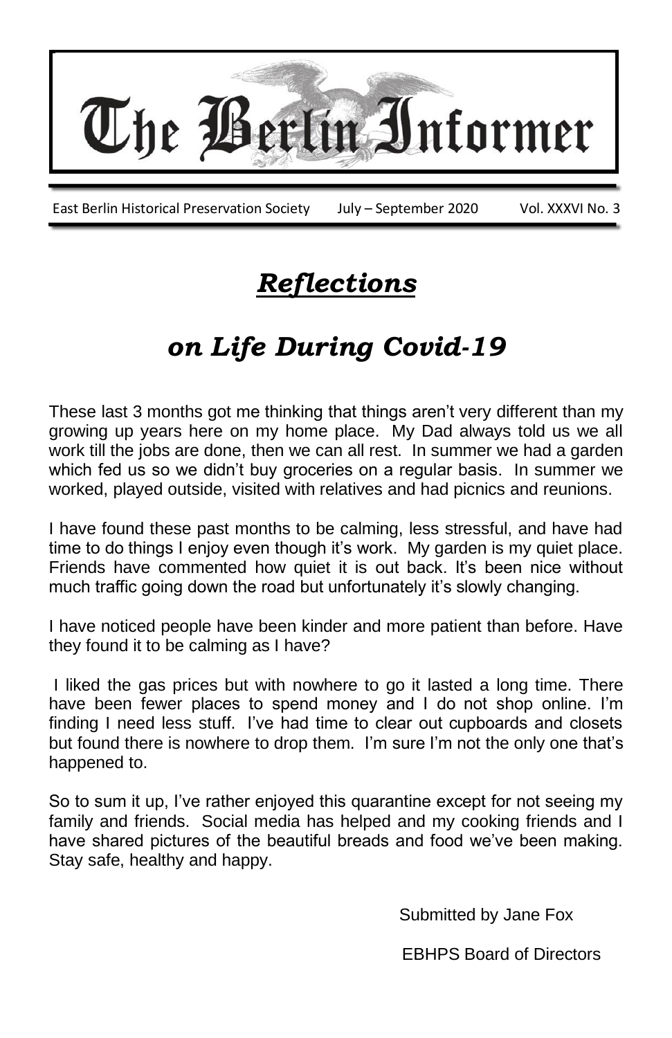# The Berlin Informer

East Berlin Historical Preservation Society July – September 2020 Vol. XXXVI No. 3

## *Reflections*

## *on Life During Covid-19*

These last 3 months got me thinking that things aren't very different than my growing up years here on my home place. My Dad always told us we all work till the jobs are done, then we can all rest. In summer we had a garden which fed us so we didn't buy groceries on a regular basis. In summer we worked, played outside, visited with relatives and had picnics and reunions.

I have found these past months to be calming, less stressful, and have had time to do things I enjoy even though it's work. My garden is my quiet place. Friends have commented how quiet it is out back. It's been nice without much traffic going down the road but unfortunately it's slowly changing.

I have noticed people have been kinder and more patient than before. Have they found it to be calming as I have?

I liked the gas prices but with nowhere to go it lasted a long time. There have been fewer places to spend money and I do not shop online. I'm finding I need less stuff. I've had time to clear out cupboards and closets but found there is nowhere to drop them. I'm sure I'm not the only one that's happened to.

So to sum it up, I've rather enjoyed this quarantine except for not seeing my family and friends. Social media has helped and my cooking friends and I have shared pictures of the beautiful breads and food we've been making. Stay safe, healthy and happy.

Submitted by Jane Fox

EBHPS Board of Directors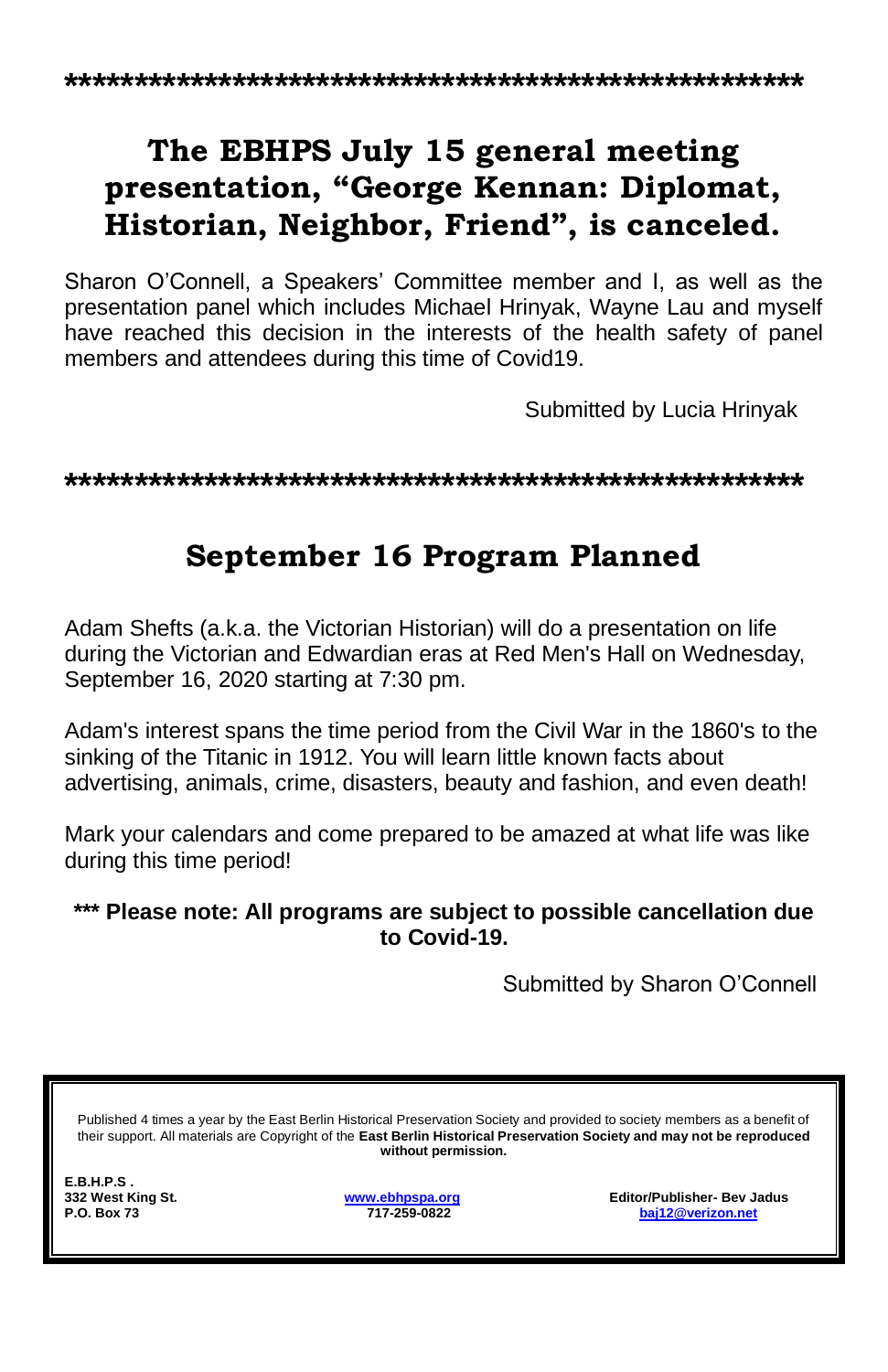*******************************************************

## The EBHPS July 15 general meeting presentation, "George Kennan: Diplomat, Historian, Neighbor, Friend", is canceled.

Sharon O'Connell, a Speakers' Committee member and I, as well as the presentation panel which includes Michael Hrinyak, Wayne Lau and myself have reached this decision in the interests of the health safety of panel members and attendees during this time of Covid19.

Submitted by Lucia Hrinyak

*******************************************************

## September 16 Program Planned

Adam Shefts (a.k.a. the Victorian Historian) will do a presentation on life during the Victorian and Edwardian eras at Red Men's Hall on Wednesday, September 16, 2020 starting at 7:30 pm.

Adam's interest spans the time period from the Civil War in the 1860's to the sinking of the Titanic in 1912. You will learn little known facts about advertising, animals, crime, disasters, beauty and fashion, and even death!

Mark your calendars and come prepared to be amazed at what life was like during this time period!

**\*\*\* Please note: All programs are subject to possible cancellation due to Covid-19.**

Submitted by Sharon O'Connell

---

Published 4 times a year by the East Berlin Historical Preservation Society and provided to society members as a benefit of their support. All materials are Copyright of the **East Berlin Historical Preservation Society and may not be reproduced without permission.**

**E.B.H.P.S .**
**332 West King St.**
**P.O. Box 73**

**www.ebhpspa.org**
**717-259-0822**

**Editor/Publisher- Bev Jadus**
**baj12@verizon.net**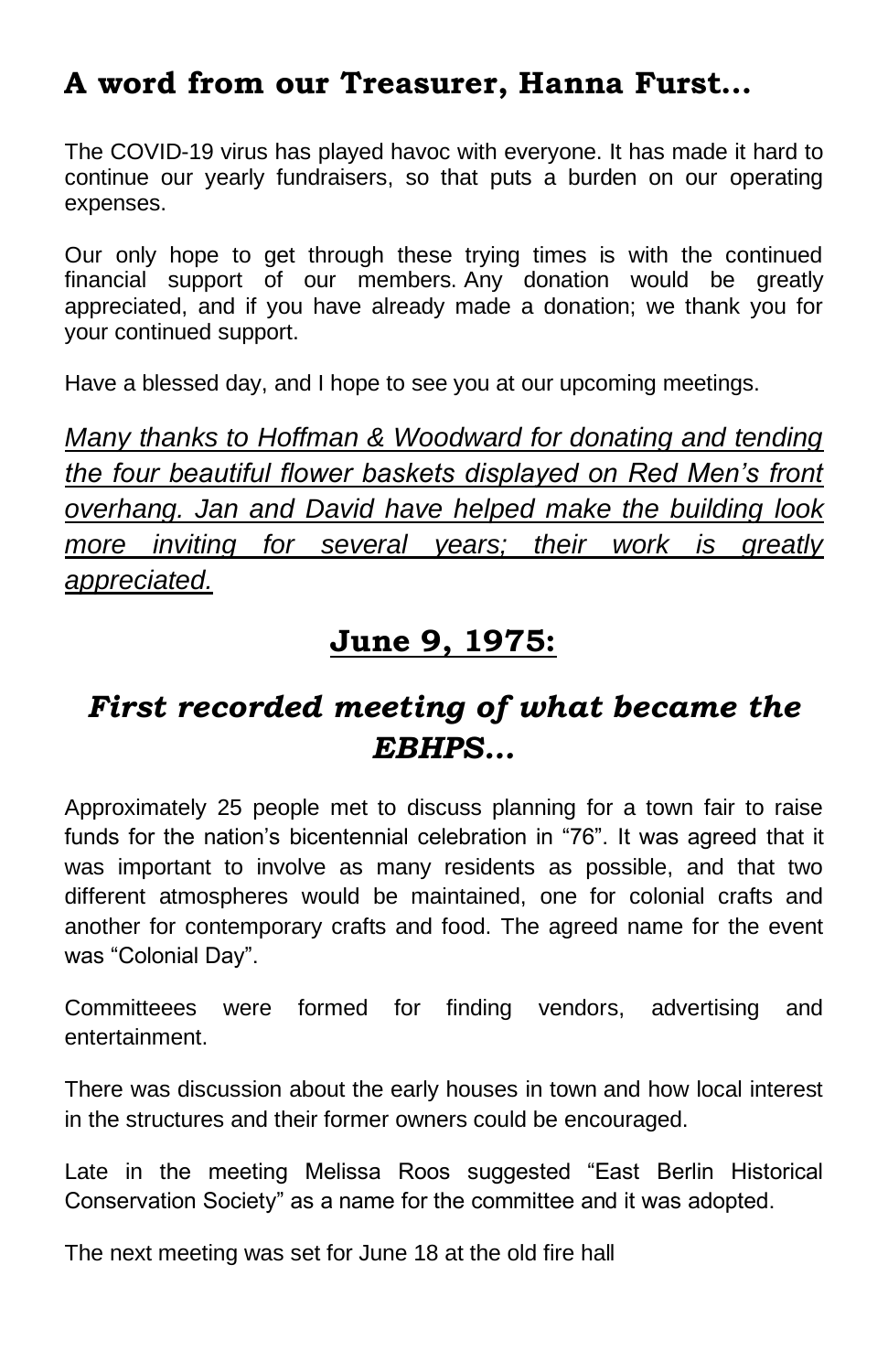## A word from our Treasurer, Hanna Furst…

The COVID-19 virus has played havoc with everyone. It has made it hard to continue our yearly fundraisers, so that puts a burden on our operating expenses.

Our only hope to get through these trying times is with the continued financial support of our members. Any donation would be greatly appreciated, and if you have already made a donation; we thank you for your continued support.

Have a blessed day, and I hope to see you at our upcoming meetings.

*Many thanks to Hoffman & Woodward for donating and tending the four beautiful flower baskets displayed on Red Men's front overhang. Jan and David have helped make the building look more inviting for several years; their work is greatly appreciated.*

## June 9, 1975:

## *First recorded meeting of what became the EBHPS…*

Approximately 25 people met to discuss planning for a town fair to raise funds for the nation's bicentennial celebration in "76". It was agreed that it was important to involve as many residents as possible, and that two different atmospheres would be maintained, one for colonial crafts and another for contemporary crafts and food. The agreed name for the event was "Colonial Day".

Committeees were formed for finding vendors, advertising and entertainment.

There was discussion about the early houses in town and how local interest in the structures and their former owners could be encouraged.

Late in the meeting Melissa Roos suggested "East Berlin Historical Conservation Society" as a name for the committee and it was adopted.

The next meeting was set for June 18 at the old fire hall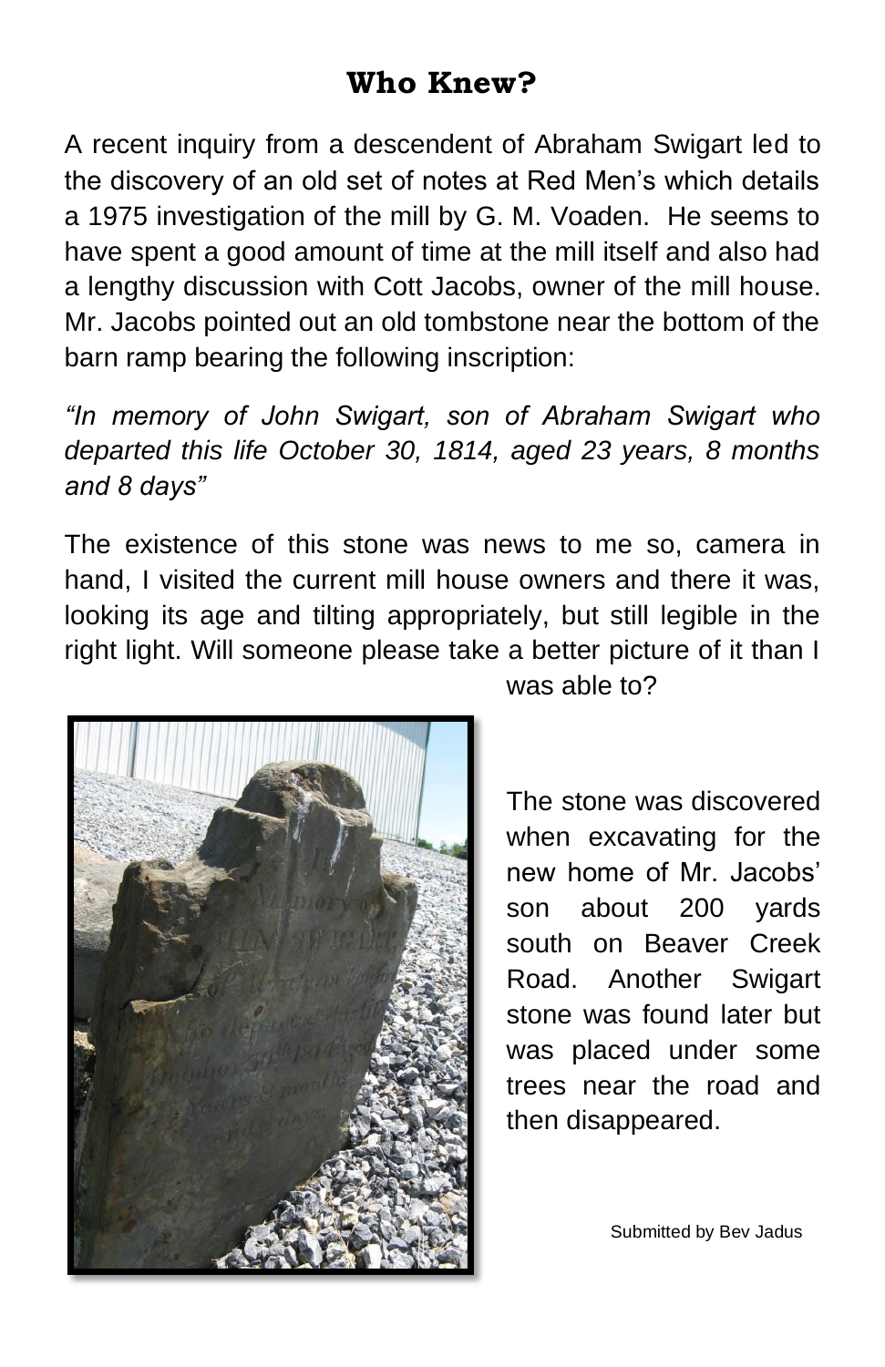## Who Knew?

A recent inquiry from a descendent of Abraham Swigart led to the discovery of an old set of notes at Red Men's which details a 1975 investigation of the mill by G. M. Voaden. He seems to have spent a good amount of time at the mill itself and also had a lengthy discussion with Cott Jacobs, owner of the mill house. Mr. Jacobs pointed out an old tombstone near the bottom of the barn ramp bearing the following inscription:

*"In memory of John Swigart, son of Abraham Swigart who departed this life October 30, 1814, aged 23 years, 8 months and 8 days"*

The existence of this stone was news to me so, camera in hand, I visited the current mill house owners and there it was, looking its age and tilting appropriately, but still legible in the right light. Will someone please take a better picture of it than I was able to?

The stone was discovered when excavating for the new home of Mr. Jacobs' son about 200 yards south on Beaver Creek Road. Another Swigart stone was found later but was placed under some trees near the road and then disappeared.

Submitted by Bev Jadus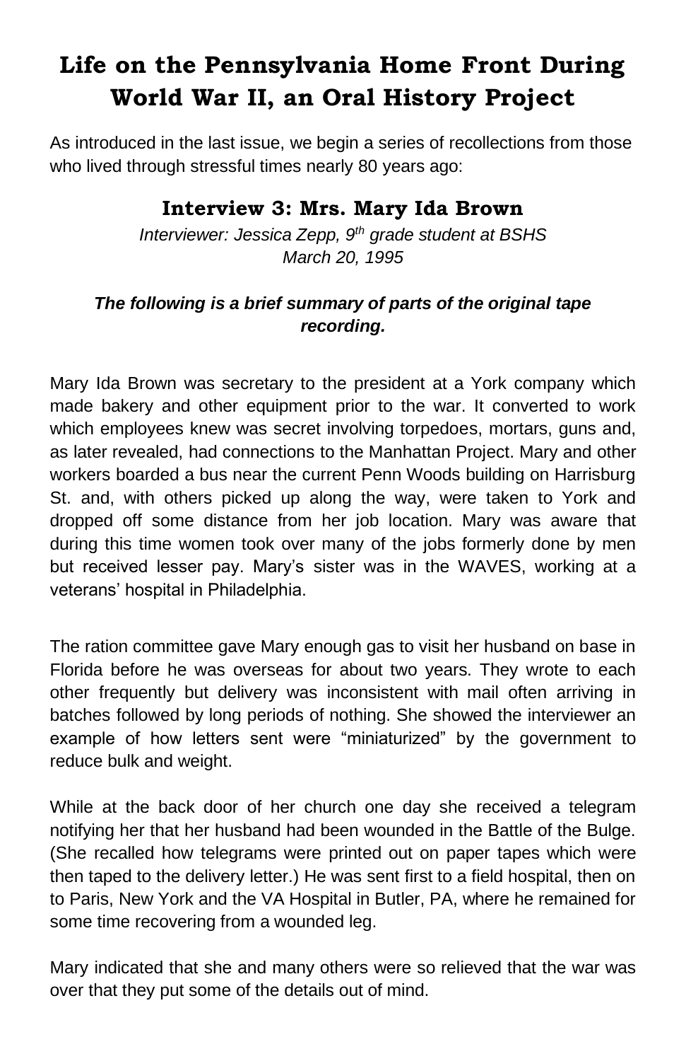# Life on the Pennsylvania Home Front During World War II, an Oral History Project

As introduced in the last issue, we begin a series of recollections from those who lived through stressful times nearly 80 years ago:

### Interview 3: Mrs. Mary Ida Brown

*Interviewer: Jessica Zepp, 9th grade student at BSHS*
*March 20, 1995*

***The following is a brief summary of parts of the original tape recording.***

Mary Ida Brown was secretary to the president at a York company which made bakery and other equipment prior to the war. It converted to work which employees knew was secret involving torpedoes, mortars, guns and, as later revealed, had connections to the Manhattan Project. Mary and other workers boarded a bus near the current Penn Woods building on Harrisburg St. and, with others picked up along the way, were taken to York and dropped off some distance from her job location. Mary was aware that during this time women took over many of the jobs formerly done by men but received lesser pay. Mary's sister was in the WAVES, working at a veterans' hospital in Philadelphia.

The ration committee gave Mary enough gas to visit her husband on base in Florida before he was overseas for about two years. They wrote to each other frequently but delivery was inconsistent with mail often arriving in batches followed by long periods of nothing. She showed the interviewer an example of how letters sent were "miniaturized" by the government to reduce bulk and weight.

While at the back door of her church one day she received a telegram notifying her that her husband had been wounded in the Battle of the Bulge. (She recalled how telegrams were printed out on paper tapes which were then taped to the delivery letter.) He was sent first to a field hospital, then on to Paris, New York and the VA Hospital in Butler, PA, where he remained for some time recovering from a wounded leg.

Mary indicated that she and many others were so relieved that the war was over that they put some of the details out of mind.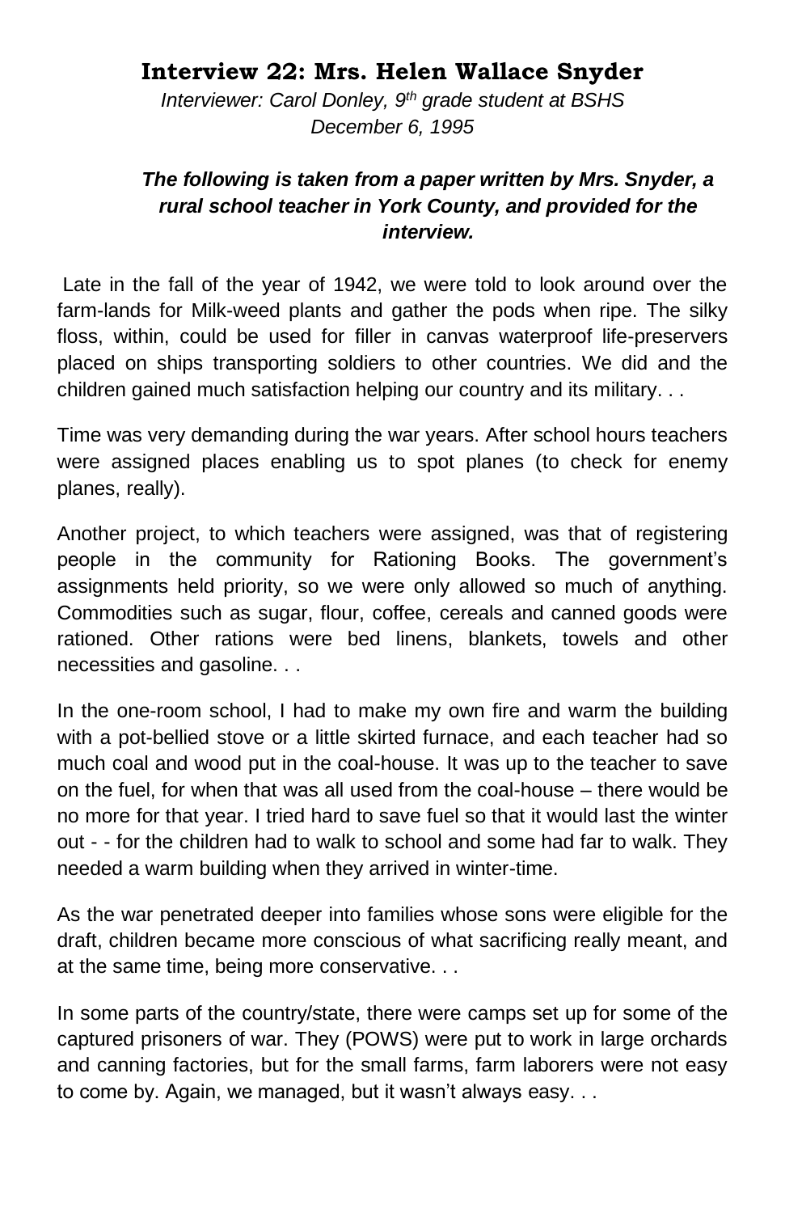## Interview 22: Mrs. Helen Wallace Snyder

*Interviewer: Carol Donley, 9th grade student at BSHS*
*December 6, 1995*

***The following is taken from a paper written by Mrs. Snyder, a rural school teacher in York County, and provided for the interview.***

Late in the fall of the year of 1942, we were told to look around over the farm-lands for Milk-weed plants and gather the pods when ripe. The silky floss, within, could be used for filler in canvas waterproof life-preservers placed on ships transporting soldiers to other countries. We did and the children gained much satisfaction helping our country and its military. . .

Time was very demanding during the war years. After school hours teachers were assigned places enabling us to spot planes (to check for enemy planes, really).

Another project, to which teachers were assigned, was that of registering people in the community for Rationing Books. The government's assignments held priority, so we were only allowed so much of anything. Commodities such as sugar, flour, coffee, cereals and canned goods were rationed. Other rations were bed linens, blankets, towels and other necessities and gasoline. . .

In the one-room school, I had to make my own fire and warm the building with a pot-bellied stove or a little skirted furnace, and each teacher had so much coal and wood put in the coal-house. It was up to the teacher to save on the fuel, for when that was all used from the coal-house – there would be no more for that year. I tried hard to save fuel so that it would last the winter out - - for the children had to walk to school and some had far to walk. They needed a warm building when they arrived in winter-time.

As the war penetrated deeper into families whose sons were eligible for the draft, children became more conscious of what sacrificing really meant, and at the same time, being more conservative. . .

In some parts of the country/state, there were camps set up for some of the captured prisoners of war. They (POWS) were put to work in large orchards and canning factories, but for the small farms, farm laborers were not easy to come by. Again, we managed, but it wasn't always easy. . .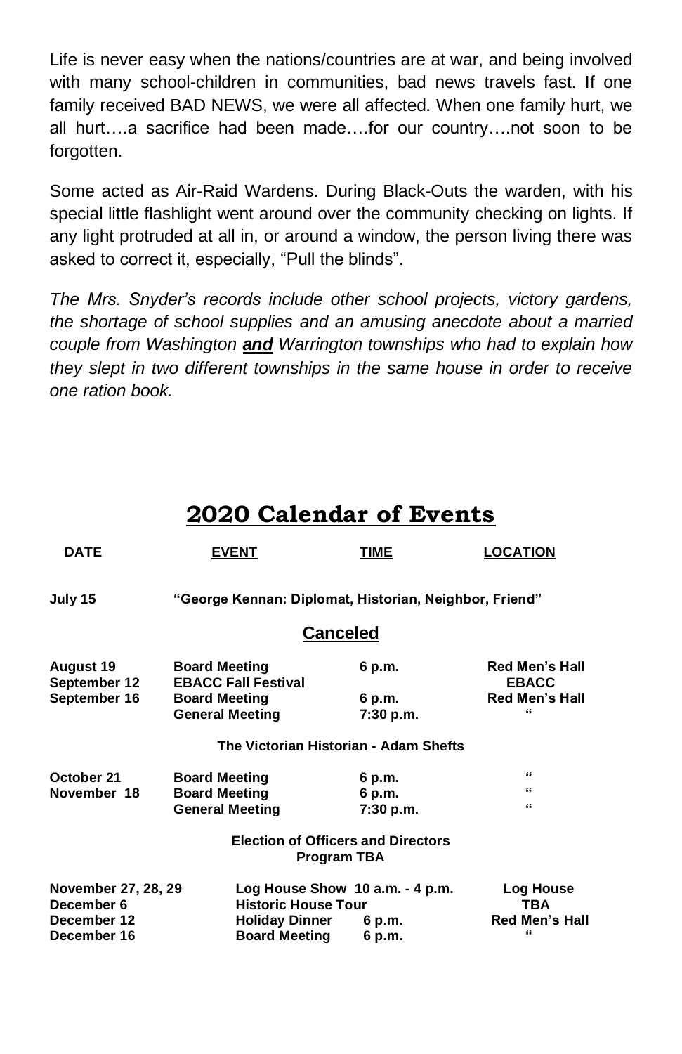Life is never easy when the nations/countries are at war, and being involved with many school-children in communities, bad news travels fast. If one family received BAD NEWS, we were all affected. When one family hurt, we all hurt….a sacrifice had been made….for our country….not soon to be forgotten.

Some acted as Air-Raid Wardens. During Black-Outs the warden, with his special little flashlight went around over the community checking on lights. If any light protruded at all in, or around a window, the person living there was asked to correct it, especially, "Pull the blinds".

*The Mrs. Snyder's records include other school projects, victory gardens, the shortage of school supplies and an amusing anecdote about a married couple from Washington **and** Warrington townships who had to explain how they slept in two different townships in the same house in order to receive one ration book.*

# 2020 Calendar of Events

| DATE | EVENT | TIME | LOCATION |
|---|---|---|---|
| July 15 | "George Kennan: Diplomat, Historian, Neighbor, Friend" | | |
| | **Canceled** | | |
| August 19 | Board Meeting | 6 p.m. | Red Men's Hall |
| September 12 | EBACC Fall Festival | | EBACC |
| September 16 | Board Meeting | 6 p.m. | Red Men's Hall |
| | General Meeting | 7:30 p.m. | " |
| | The Victorian Historian - Adam Shefts | | |
| October 21 | Board Meeting | 6 p.m. | " |
| November 18 | Board Meeting | 6 p.m. | " |
| | General Meeting | 7:30 p.m. | " |
| | Election of Officers and Directors<br>Program TBA | | |
| November 27, 28, 29 | Log House Show | 10 a.m. - 4 p.m. | Log House |
| December 6 | Historic House Tour | | TBA |
| December 12 | Holiday Dinner | 6 p.m. | Red Men's Hall |
| December 16 | Board Meeting | 6 p.m. | " |